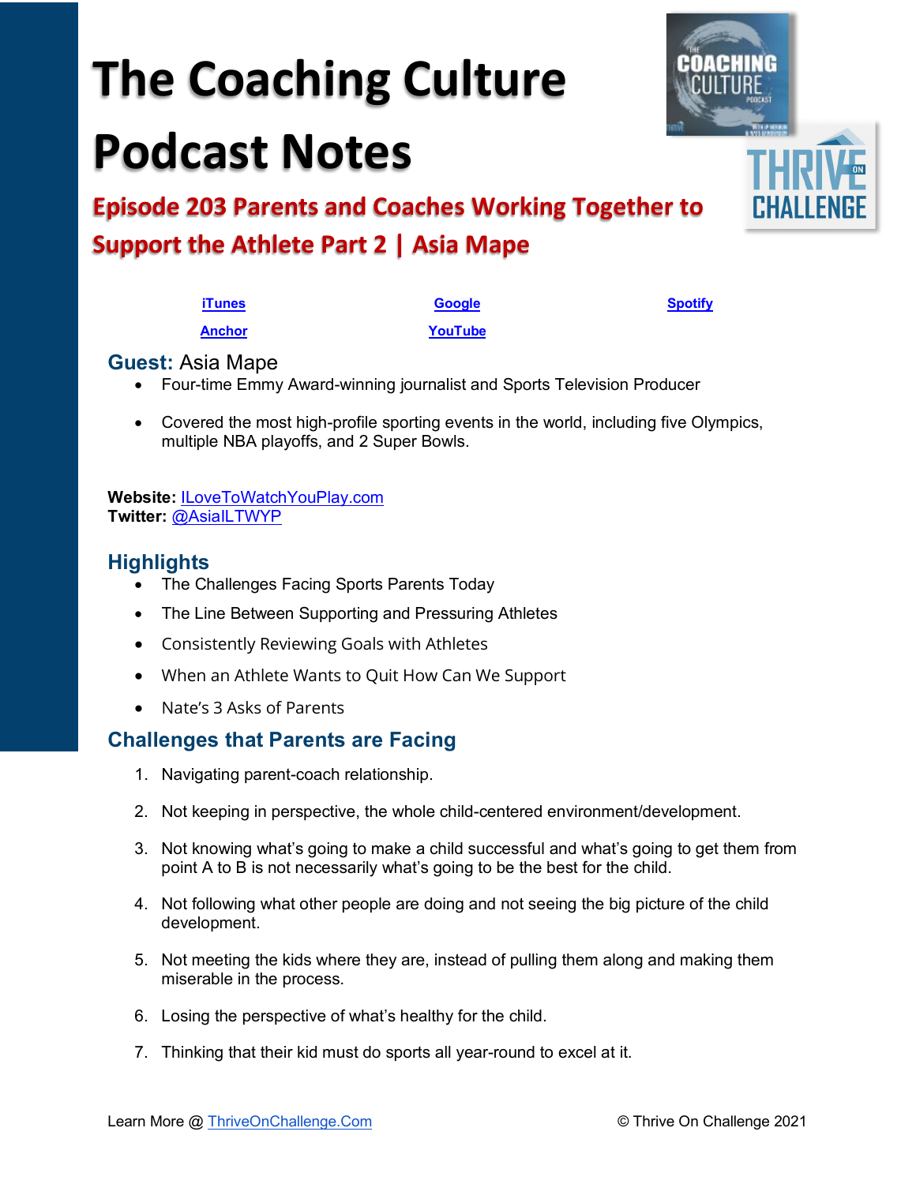# The Coaching Culture Podcast Notes

## Episode 203 Parents and Coaches Working Together to Support the Athlete Part 2 | Asia Mape

[iTunes](#) [Google](#) [Spotify](#)

[Anchor](#) [YouTube](#)

### Guest: Asia Mape

- Four-time Emmy Award-winning journalist and Sports Television Producer
- Covered the most high-profile sporting events in the world, including five Olympics, multiple NBA playoffs, and 2 Super Bowls.

**Website:** ILoveToWatchYouPlay.com
**Twitter:** @AsiaILTWYP

### Highlights

- The Challenges Facing Sports Parents Today
- The Line Between Supporting and Pressuring Athletes
- Consistently Reviewing Goals with Athletes
- When an Athlete Wants to Quit How Can We Support
- Nate's 3 Asks of Parents

### Challenges that Parents are Facing

1. Navigating parent-coach relationship.
2. Not keeping in perspective, the whole child-centered environment/development.
3. Not knowing what's going to make a child successful and what's going to get them from point A to B is not necessarily what's going to be the best for the child.
4. Not following what other people are doing and not seeing the big picture of the child development.
5. Not meeting the kids where they are, instead of pulling them along and making them miserable in the process.
6. Losing the perspective of what's healthy for the child.
7. Thinking that their kid must do sports all year-round to excel at it.

Learn More @ ThriveOnChallenge.Com © Thrive On Challenge 2021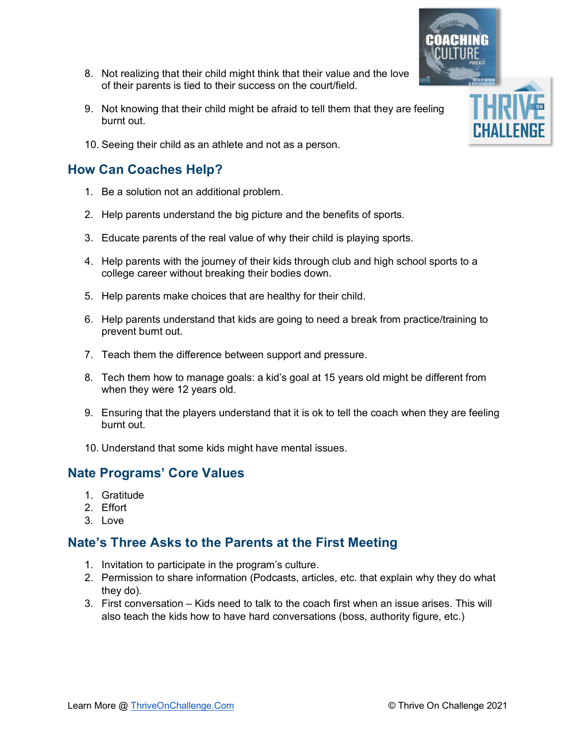8. Not realizing that their child might think that their value and the love of their parents is tied to their success on the court/field.

9. Not knowing that their child might be afraid to tell them that they are feeling burnt out.

10. Seeing their child as an athlete and not as a person.

## How Can Coaches Help?

1. Be a solution not an additional problem.

2. Help parents understand the big picture and the benefits of sports.

3. Educate parents of the real value of why their child is playing sports.

4. Help parents with the journey of their kids through club and high school sports to a college career without breaking their bodies down.

5. Help parents make choices that are healthy for their child.

6. Help parents understand that kids are going to need a break from practice/training to prevent burnt out.

7. Teach them the difference between support and pressure.

8. Tech them how to manage goals: a kid's goal at 15 years old might be different from when they were 12 years old.

9. Ensuring that the players understand that it is ok to tell the coach when they are feeling burnt out.

10. Understand that some kids might have mental issues.

## Nate Programs' Core Values

1. Gratitude
2. Effort
3. Love

## Nate's Three Asks to the Parents at the First Meeting

1. Invitation to participate in the program's culture.
2. Permission to share information (Podcasts, articles, etc. that explain why they do what they do).
3. First conversation – Kids need to talk to the coach first when an issue arises. This will also teach the kids how to have hard conversations (boss, authority figure, etc.)

Learn More @ ThriveOnChallenge.Com © Thrive On Challenge 2021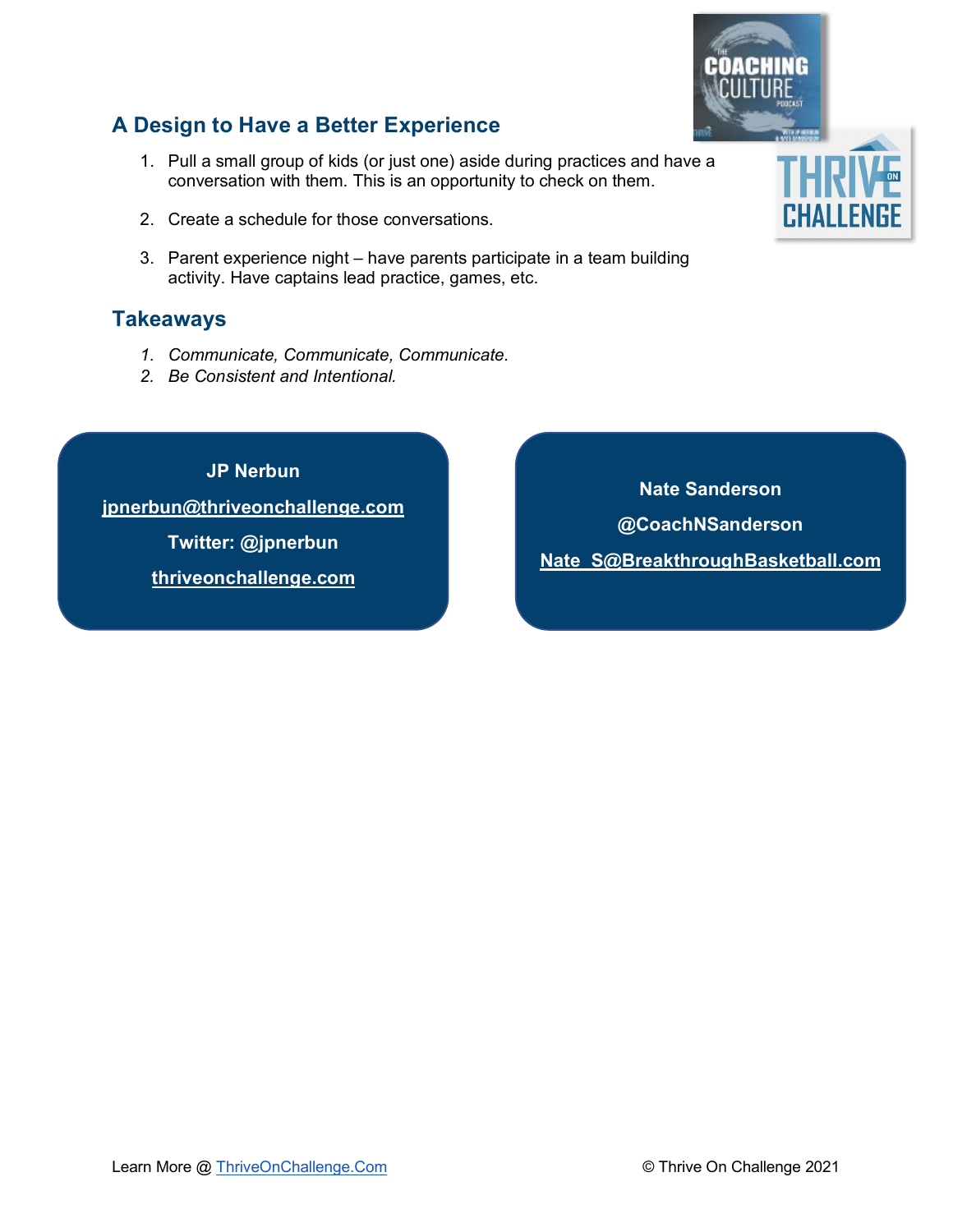## A Design to Have a Better Experience

1. Pull a small group of kids (or just one) aside during practices and have a conversation with them. This is an opportunity to check on them.
2. Create a schedule for those conversations.
3. Parent experience night – have parents participate in a team building activity. Have captains lead practice, games, etc.

## Takeaways

1. *Communicate, Communicate, Communicate.*
2. *Be Consistent and Intentional.*

**JP Nerbun**

**jpnerbun@thriveonchallenge.com**

**Twitter: @jpnerbun**

**thriveonchallenge.com**

**Nate Sanderson**

**@CoachNSanderson**

**Nate_S@BreakthroughBasketball.com**

Learn More @ ThriveOnChallenge.Com

© Thrive On Challenge 2021